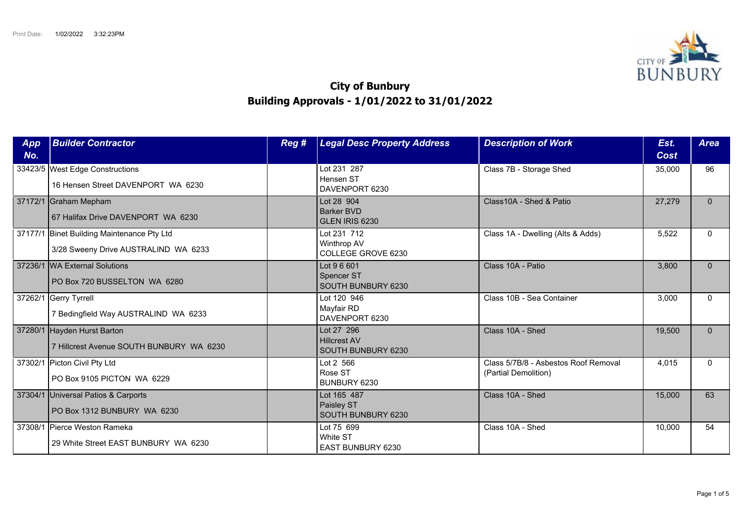Print Date: 1/02/2022 3:32:23PM

# City of Bunbury
## Building Approvals - 1/01/2022 to 31/01/2022

| App No. | Builder Contractor | Reg # | Legal Desc Property Address | Description of Work | Est. Cost | Area |
|---|---|---|---|---|---|---|
| 33423/5 | West Edge Constructions<br>16 Hensen Street DAVENPORT WA 6230 | | Lot 231 287<br>Hensen ST<br>DAVENPORT 6230 | Class 7B - Storage Shed | 35,000 | 96 |
| 37172/1 | Graham Mepham<br>67 Halifax Drive DAVENPORT WA 6230 | | Lot 28 904<br>Barker BVD<br>GLEN IRIS 6230 | Class10A - Shed & Patio | 27,279 | 0 |
| 37177/1 | Binet Building Maintenance Pty Ltd<br>3/28 Sweeny Drive AUSTRALIND WA 6233 | | Lot 231 712<br>Winthrop AV<br>COLLEGE GROVE 6230 | Class 1A - Dwelling (Alts & Adds) | 5,522 | 0 |
| 37236/1 | WA External Solutions<br>PO Box 720 BUSSELTON WA 6280 | | Lot 9 6 601<br>Spencer ST<br>SOUTH BUNBURY 6230 | Class 10A - Patio | 3,800 | 0 |
| 37262/1 | Gerry Tyrrell<br>7 Bedingfield Way AUSTRALIND WA 6233 | | Lot 120 946<br>Mayfair RD<br>DAVENPORT 6230 | Class 10B - Sea Container | 3,000 | 0 |
| 37280/1 | Hayden Hurst Barton<br>7 Hillcrest Avenue SOUTH BUNBURY WA 6230 | | Lot 27 296<br>Hillcrest AV<br>SOUTH BUNBURY 6230 | Class 10A - Shed | 19,500 | 0 |
| 37302/1 | Picton Civil Pty Ltd<br>PO Box 9105 PICTON WA 6229 | | Lot 2 566<br>Rose ST<br>BUNBURY 6230 | Class 5/7B/8 - Asbestos Roof Removal (Partial Demolition) | 4,015 | 0 |
| 37304/1 | Universal Patios & Carports<br>PO Box 1312 BUNBURY WA 6230 | | Lot 165 487<br>Paisley ST<br>SOUTH BUNBURY 6230 | Class 10A - Shed | 15,000 | 63 |
| 37308/1 | Pierce Weston Rameka<br>29 White Street EAST BUNBURY WA 6230 | | Lot 75 699<br>White ST<br>EAST BUNBURY 6230 | Class 10A - Shed | 10,000 | 54 |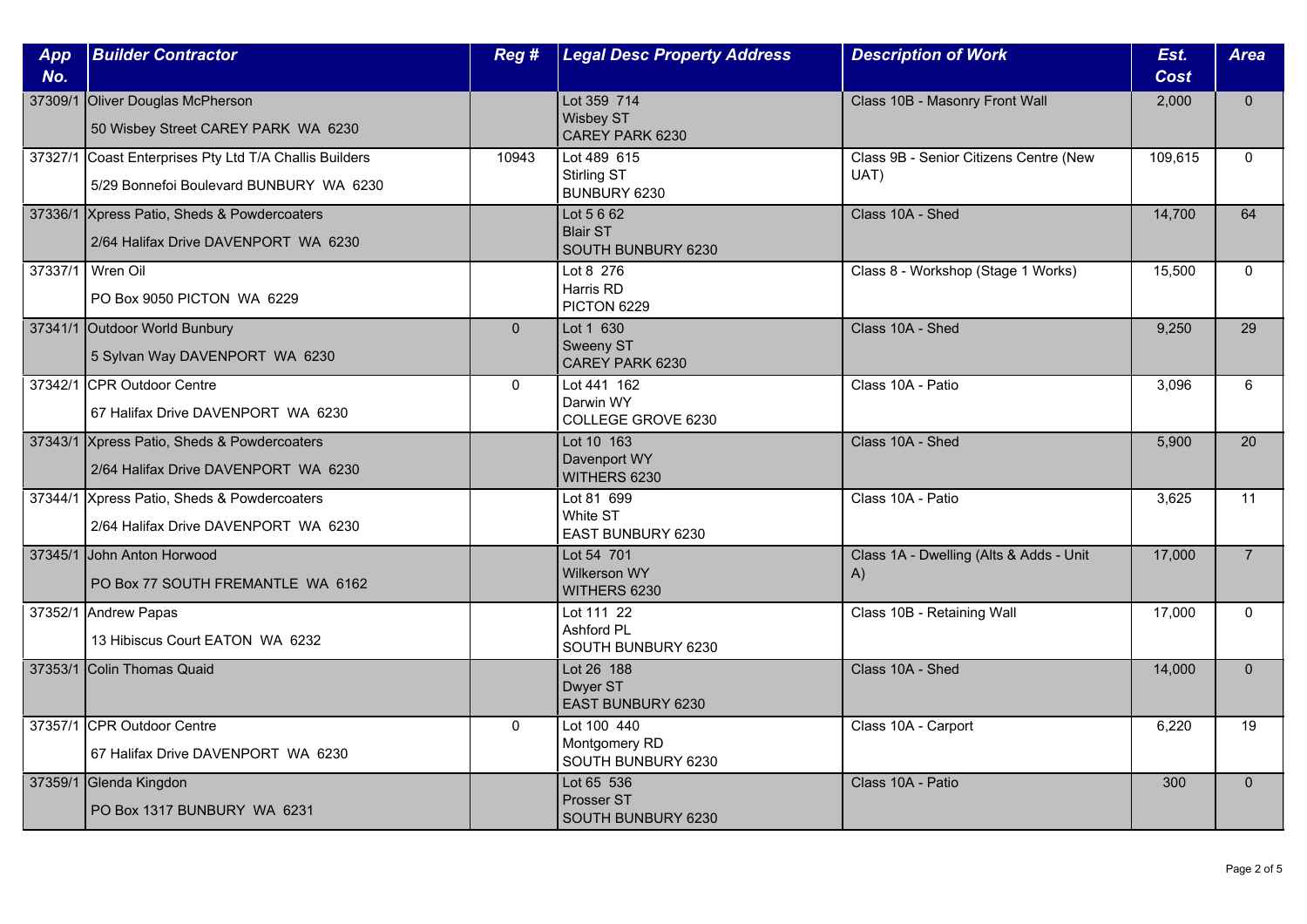| App No. | Builder Contractor | Reg # | Legal Desc Property Address | Description of Work | Est. Cost | Area |
|---|---|---|---|---|---|---|
| 37309/1 | Oliver Douglas McPherson<br>50 Wisbey Street CAREY PARK WA 6230 | | Lot 359 714<br>Wisbey ST<br>CAREY PARK 6230 | Class 10B - Masonry Front Wall | 2,000 | 0 |
| 37327/1 | Coast Enterprises Pty Ltd T/A Challis Builders<br>5/29 Bonnefoi Boulevard BUNBURY WA 6230 | 10943 | Lot 489 615<br>Stirling ST<br>BUNBURY 6230 | Class 9B - Senior Citizens Centre (New UAT) | 109,615 | 0 |
| 37336/1 | Xpress Patio, Sheds & Powdercoaters<br>2/64 Halifax Drive DAVENPORT WA 6230 | | Lot 5 6 62<br>Blair ST<br>SOUTH BUNBURY 6230 | Class 10A - Shed | 14,700 | 64 |
| 37337/1 | Wren Oil<br>PO Box 9050 PICTON WA 6229 | | Lot 8 276<br>Harris RD<br>PICTON 6229 | Class 8 - Workshop (Stage 1 Works) | 15,500 | 0 |
| 37341/1 | Outdoor World Bunbury<br>5 Sylvan Way DAVENPORT WA 6230 | 0 | Lot 1 630<br>Sweeny ST<br>CAREY PARK 6230 | Class 10A - Shed | 9,250 | 29 |
| 37342/1 | CPR Outdoor Centre<br>67 Halifax Drive DAVENPORT WA 6230 | 0 | Lot 441 162<br>Darwin WY<br>COLLEGE GROVE 6230 | Class 10A - Patio | 3,096 | 6 |
| 37343/1 | Xpress Patio, Sheds & Powdercoaters<br>2/64 Halifax Drive DAVENPORT WA 6230 | | Lot 10 163<br>Davenport WY<br>WITHERS 6230 | Class 10A - Shed | 5,900 | 20 |
| 37344/1 | Xpress Patio, Sheds & Powdercoaters<br>2/64 Halifax Drive DAVENPORT WA 6230 | | Lot 81 699<br>White ST<br>EAST BUNBURY 6230 | Class 10A - Patio | 3,625 | 11 |
| 37345/1 | John Anton Horwood<br>PO Box 77 SOUTH FREMANTLE WA 6162 | | Lot 54 701<br>Wilkerson WY<br>WITHERS 6230 | Class 1A - Dwelling (Alts & Adds - Unit A) | 17,000 | 7 |
| 37352/1 | Andrew Papas<br>13 Hibiscus Court EATON WA 6232 | | Lot 111 22<br>Ashford PL<br>SOUTH BUNBURY 6230 | Class 10B - Retaining Wall | 17,000 | 0 |
| 37353/1 | Colin Thomas Quaid | | Lot 26 188<br>Dwyer ST<br>EAST BUNBURY 6230 | Class 10A - Shed | 14,000 | 0 |
| 37357/1 | CPR Outdoor Centre<br>67 Halifax Drive DAVENPORT WA 6230 | 0 | Lot 100 440<br>Montgomery RD<br>SOUTH BUNBURY 6230 | Class 10A - Carport | 6,220 | 19 |
| 37359/1 | Glenda Kingdon<br>PO Box 1317 BUNBURY WA 6231 | | Lot 65 536<br>Prosser ST<br>SOUTH BUNBURY 6230 | Class 10A - Patio | 300 | 0 |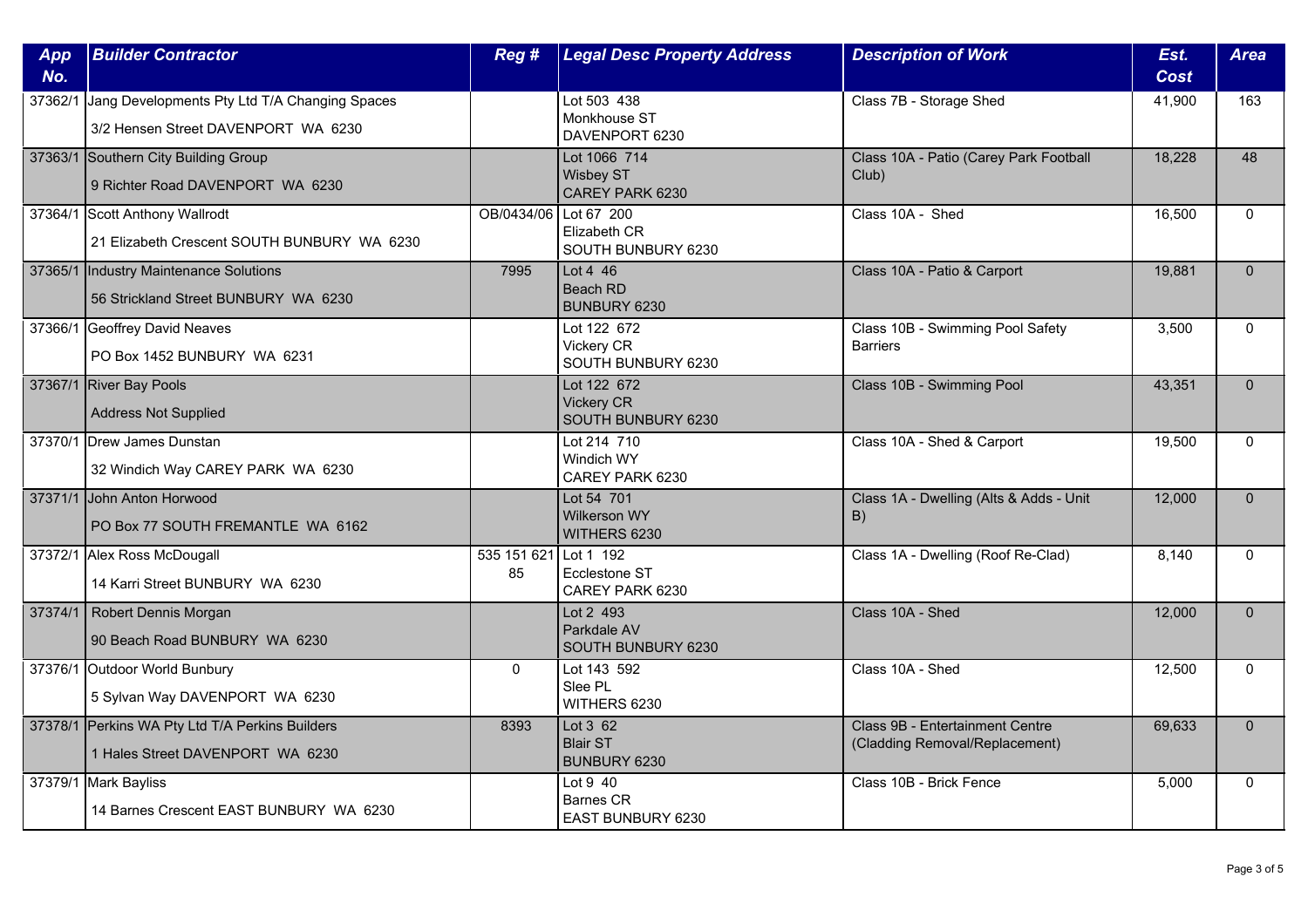| App No. | Builder Contractor | Reg # | Legal Desc Property Address | Description of Work | Est. Cost | Area |
|---|---|---|---|---|---|---|
| 37362/1 | Jang Developments Pty Ltd T/A Changing Spaces<br>3/2 Hensen Street DAVENPORT WA 6230 | | Lot 503 438<br>Monkhouse ST<br>DAVENPORT 6230 | Class 7B - Storage Shed | 41,900 | 163 |
| 37363/1 | Southern City Building Group<br>9 Richter Road DAVENPORT WA 6230 | | Lot 1066 714<br>Wisbey ST<br>CAREY PARK 6230 | Class 10A - Patio (Carey Park Football Club) | 18,228 | 48 |
| 37364/1 | Scott Anthony Wallrodt<br>21 Elizabeth Crescent SOUTH BUNBURY WA 6230 | OB/0434/06 | Lot 67 200<br>Elizabeth CR<br>SOUTH BUNBURY 6230 | Class 10A - Shed | 16,500 | 0 |
| 37365/1 | Industry Maintenance Solutions<br>56 Strickland Street BUNBURY WA 6230 | 7995 | Lot 4 46<br>Beach RD<br>BUNBURY 6230 | Class 10A - Patio & Carport | 19,881 | 0 |
| 37366/1 | Geoffrey David Neaves<br>PO Box 1452 BUNBURY WA 6231 | | Lot 122 672<br>Vickery CR<br>SOUTH BUNBURY 6230 | Class 10B - Swimming Pool Safety Barriers | 3,500 | 0 |
| 37367/1 | River Bay Pools<br>Address Not Supplied | | Lot 122 672<br>Vickery CR<br>SOUTH BUNBURY 6230 | Class 10B - Swimming Pool | 43,351 | 0 |
| 37370/1 | Drew James Dunstan<br>32 Windich Way CAREY PARK WA 6230 | | Lot 214 710<br>Windich WY<br>CAREY PARK 6230 | Class 10A - Shed & Carport | 19,500 | 0 |
| 37371/1 | John Anton Horwood<br>PO Box 77 SOUTH FREMANTLE WA 6162 | | Lot 54 701<br>Wilkerson WY<br>WITHERS 6230 | Class 1A - Dwelling (Alts & Adds - Unit B) | 12,000 | 0 |
| 37372/1 | Alex Ross McDougall<br>14 Karri Street BUNBURY WA 6230 | 535 151 621 85 | Lot 1 192<br>Ecclestone ST<br>CAREY PARK 6230 | Class 1A - Dwelling (Roof Re-Clad) | 8,140 | 0 |
| 37374/1 | Robert Dennis Morgan<br>90 Beach Road BUNBURY WA 6230 | | Lot 2 493<br>Parkdale AV<br>SOUTH BUNBURY 6230 | Class 10A - Shed | 12,000 | 0 |
| 37376/1 | Outdoor World Bunbury<br>5 Sylvan Way DAVENPORT WA 6230 | 0 | Lot 143 592<br>Slee PL<br>WITHERS 6230 | Class 10A - Shed | 12,500 | 0 |
| 37378/1 | Perkins WA Pty Ltd T/A Perkins Builders<br>1 Hales Street DAVENPORT WA 6230 | 8393 | Lot 3 62<br>Blair ST<br>BUNBURY 6230 | Class 9B - Entertainment Centre (Cladding Removal/Replacement) | 69,633 | 0 |
| 37379/1 | Mark Bayliss<br>14 Barnes Crescent EAST BUNBURY WA 6230 | | Lot 9 40<br>Barnes CR<br>EAST BUNBURY 6230 | Class 10B - Brick Fence | 5,000 | 0 |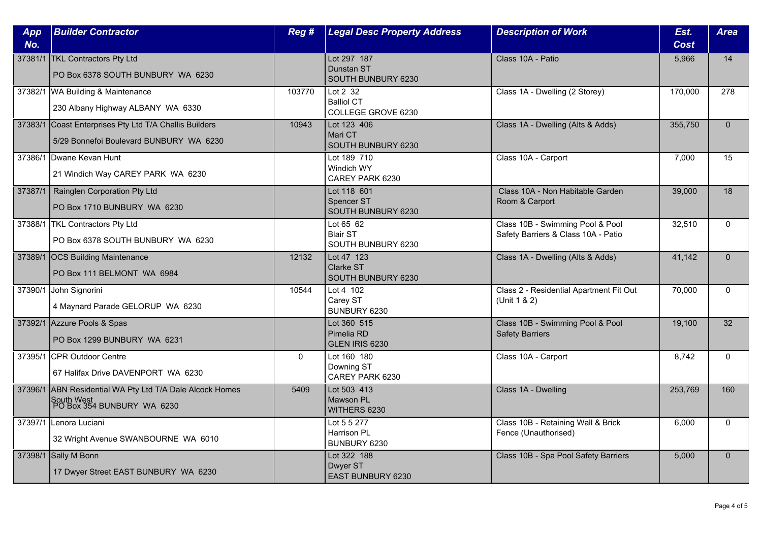| App No. | Builder Contractor | Reg # | Legal Desc Property Address | Description of Work | Est. Cost | Area |
|---|---|---|---|---|---|---|
| 37381/1 | TKL Contractors Pty Ltd<br>PO Box 6378 SOUTH BUNBURY WA 6230 | | Lot 297 187<br>Dunstan ST<br>SOUTH BUNBURY 6230 | Class 10A - Patio | 5,966 | 14 |
| 37382/1 | WA Building & Maintenance<br>230 Albany Highway ALBANY WA 6330 | 103770 | Lot 2 32<br>Balliol CT<br>COLLEGE GROVE 6230 | Class 1A - Dwelling (2 Storey) | 170,000 | 278 |
| 37383/1 | Coast Enterprises Pty Ltd T/A Challis Builders<br>5/29 Bonnefoi Boulevard BUNBURY WA 6230 | 10943 | Lot 123 406<br>Mari CT<br>SOUTH BUNBURY 6230 | Class 1A - Dwelling (Alts & Adds) | 355,750 | 0 |
| 37386/1 | Dwane Kevan Hunt<br>21 Windich Way CAREY PARK WA 6230 | | Lot 189 710<br>Windich WY<br>CAREY PARK 6230 | Class 10A - Carport | 7,000 | 15 |
| 37387/1 | Rainglen Corporation Pty Ltd<br>PO Box 1710 BUNBURY WA 6230 | | Lot 118 601<br>Spencer ST<br>SOUTH BUNBURY 6230 | Class 10A - Non Habitable Garden Room & Carport | 39,000 | 18 |
| 37388/1 | TKL Contractors Pty Ltd<br>PO Box 6378 SOUTH BUNBURY WA 6230 | | Lot 65 62<br>Blair ST<br>SOUTH BUNBURY 6230 | Class 10B - Swimming Pool & Pool Safety Barriers & Class 10A - Patio | 32,510 | 0 |
| 37389/1 | OCS Building Maintenance<br>PO Box 111 BELMONT WA 6984 | 12132 | Lot 47 123<br>Clarke ST<br>SOUTH BUNBURY 6230 | Class 1A - Dwelling (Alts & Adds) | 41,142 | 0 |
| 37390/1 | John Signorini<br>4 Maynard Parade GELORUP WA 6230 | 10544 | Lot 4 102<br>Carey ST<br>BUNBURY 6230 | Class 2 - Residential Apartment Fit Out (Unit 1 & 2) | 70,000 | 0 |
| 37392/1 | Azzure Pools & Spas<br>PO Box 1299 BUNBURY WA 6231 | | Lot 360 515<br>Pimelia RD<br>GLEN IRIS 6230 | Class 10B - Swimming Pool & Pool Safety Barriers | 19,100 | 32 |
| 37395/1 | CPR Outdoor Centre<br>67 Halifax Drive DAVENPORT WA 6230 | 0 | Lot 160 180<br>Downing ST<br>CAREY PARK 6230 | Class 10A - Carport | 8,742 | 0 |
| 37396/1 | ABN Residential WA Pty Ltd T/A Dale Alcock Homes South West<br>PO Box 354 BUNBURY WA 6230 | 5409 | Lot 503 413<br>Mawson PL<br>WITHERS 6230 | Class 1A - Dwelling | 253,769 | 160 |
| 37397/1 | Lenora Luciani<br>32 Wright Avenue SWANBOURNE WA 6010 | | Lot 5 5 277<br>Harrison PL<br>BUNBURY 6230 | Class 10B - Retaining Wall & Brick Fence (Unauthorised) | 6,000 | 0 |
| 37398/1 | Sally M Bonn<br>17 Dwyer Street EAST BUNBURY WA 6230 | | Lot 322 188<br>Dwyer ST<br>EAST BUNBURY 6230 | Class 10B - Spa Pool Safety Barriers | 5,000 | 0 |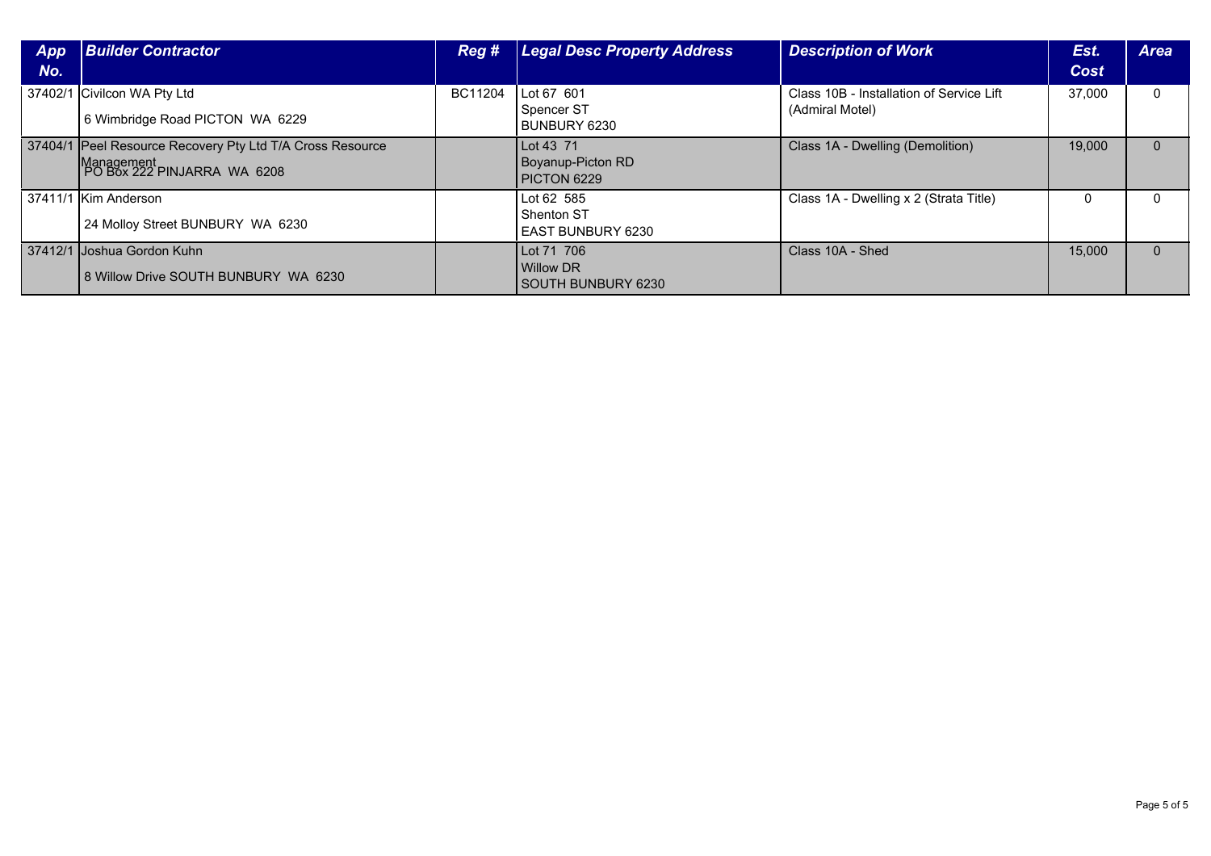| App No. | Builder Contractor | Reg # | Legal Desc Property Address | Description of Work | Est. Cost | Area |
|---|---|---|---|---|---|---|
| 37402/1 | Civilcon WA Pty Ltd<br>6 Wimbridge Road PICTON WA 6229 | BC11204 | Lot 67 601<br>Spencer ST<br>BUNBURY 6230 | Class 10B - Installation of Service Lift (Admiral Motel) | 37,000 | 0 |
| 37404/1 | Peel Resource Recovery Pty Ltd T/A Cross Resource Management<br>PO Box 222 PINJARRA WA 6208 | | Lot 43 71<br>Boyanup-Picton RD<br>PICTON 6229 | Class 1A - Dwelling (Demolition) | 19,000 | 0 |
| 37411/1 | Kim Anderson<br>24 Molloy Street BUNBURY WA 6230 | | Lot 62 585<br>Shenton ST<br>EAST BUNBURY 6230 | Class 1A - Dwelling x 2 (Strata Title) | 0 | 0 |
| 37412/1 | Joshua Gordon Kuhn<br>8 Willow Drive SOUTH BUNBURY WA 6230 | | Lot 71 706<br>Willow DR<br>SOUTH BUNBURY 6230 | Class 10A - Shed | 15,000 | 0 |